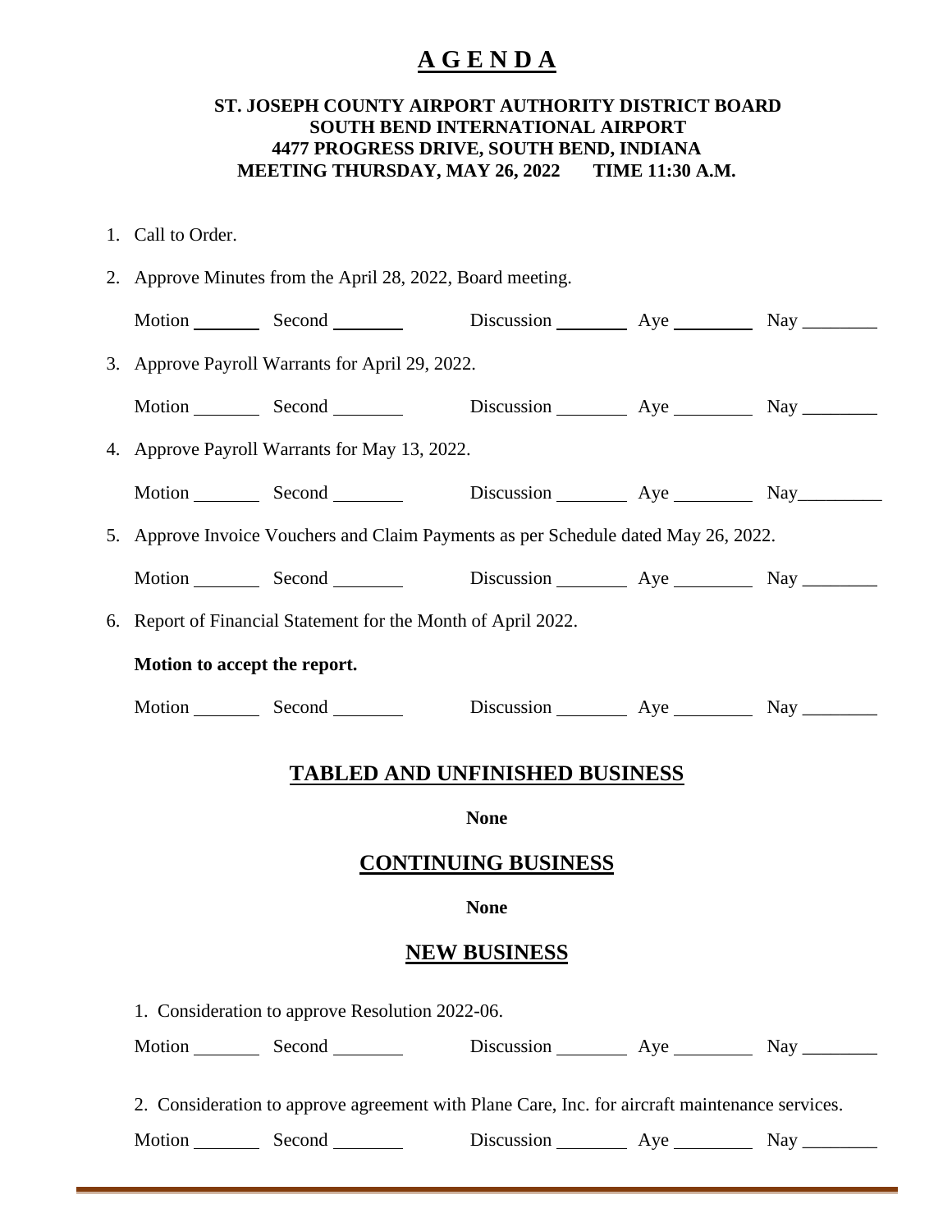# A G E N D A

**ST. JOSEPH COUNTY AIRPORT AUTHORITY DISTRICT BOARD**
**SOUTH BEND INTERNATIONAL AIRPORT**
**4477 PROGRESS DRIVE, SOUTH BEND, INDIANA**
**MEETING THURSDAY, MAY 26, 2022 TIME 11:30 A.M.**

1. Call to Order.

2. Approve Minutes from the April 28, 2022, Board meeting.

   Motion ________ Second ________ Discussion ________ Aye ________ Nay ________

3. Approve Payroll Warrants for April 29, 2022.

   Motion ________ Second ________ Discussion ________ Aye ________ Nay ________

4. Approve Payroll Warrants for May 13, 2022.

   Motion ________ Second ________ Discussion ________ Aye ________ Nay________

5. Approve Invoice Vouchers and Claim Payments as per Schedule dated May 26, 2022.

   Motion ________ Second ________ Discussion ________ Aye ________ Nay ________

6. Report of Financial Statement for the Month of April 2022.

   **Motion to accept the report.**

   Motion ________ Second ________ Discussion ________ Aye ________ Nay ________

## TABLED AND UNFINISHED BUSINESS

**None**

## CONTINUING BUSINESS

**None**

## NEW BUSINESS

1. Consideration to approve Resolution 2022-06.

   Motion ________ Second ________ Discussion ________ Aye ________ Nay ________

2. Consideration to approve agreement with Plane Care, Inc. for aircraft maintenance services.

   Motion ________ Second ________ Discussion ________ Aye ________ Nay ________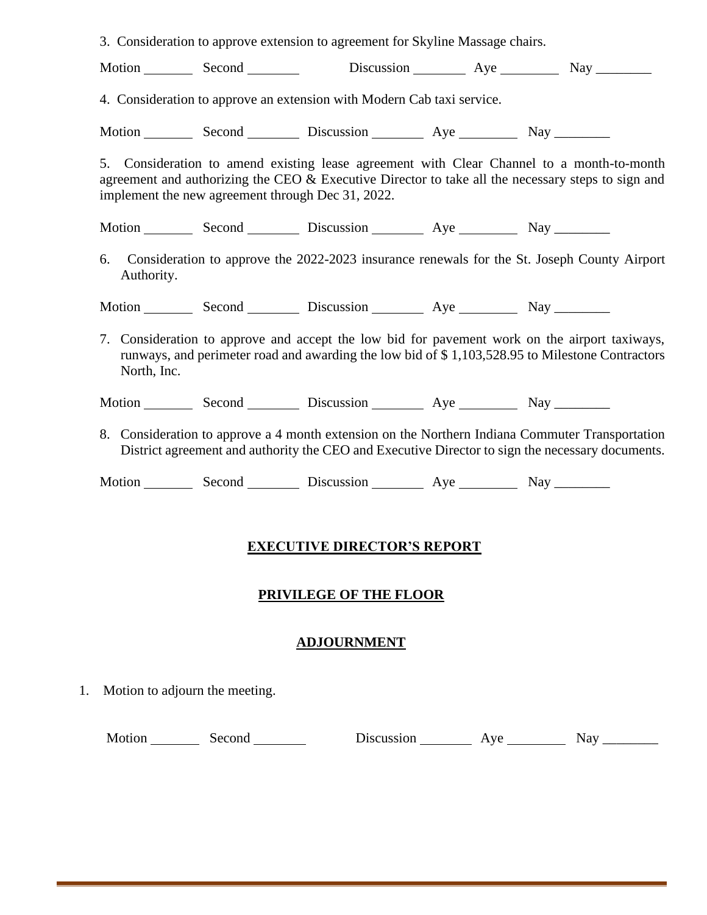3. Consideration to approve extension to agreement for Skyline Massage chairs.

Motion ________ Second ________ Discussion ________ Aye ________ Nay ________

4. Consideration to approve an extension with Modern Cab taxi service.

Motion ________ Second ________ Discussion ________ Aye ________ Nay ________

5. Consideration to amend existing lease agreement with Clear Channel to a month-to-month agreement and authorizing the CEO & Executive Director to take all the necessary steps to sign and implement the new agreement through Dec 31, 2022.

Motion ________ Second ________ Discussion ________ Aye ________ Nay ________

6. Consideration to approve the 2022-2023 insurance renewals for the St. Joseph County Airport Authority.

Motion ________ Second ________ Discussion ________ Aye ________ Nay ________

7. Consideration to approve and accept the low bid for pavement work on the airport taxiways, runways, and perimeter road and awarding the low bid of $ 1,103,528.95 to Milestone Contractors North, Inc.

Motion ________ Second ________ Discussion ________ Aye ________ Nay ________

8. Consideration to approve a 4 month extension on the Northern Indiana Commuter Transportation District agreement and authority the CEO and Executive Director to sign the necessary documents.

Motion ________ Second ________ Discussion ________ Aye ________ Nay ________

## EXECUTIVE DIRECTOR'S REPORT

## PRIVILEGE OF THE FLOOR

## ADJOURNMENT

1. Motion to adjourn the meeting.

Motion ________ Second ________ Discussion ________ Aye ________ Nay ________